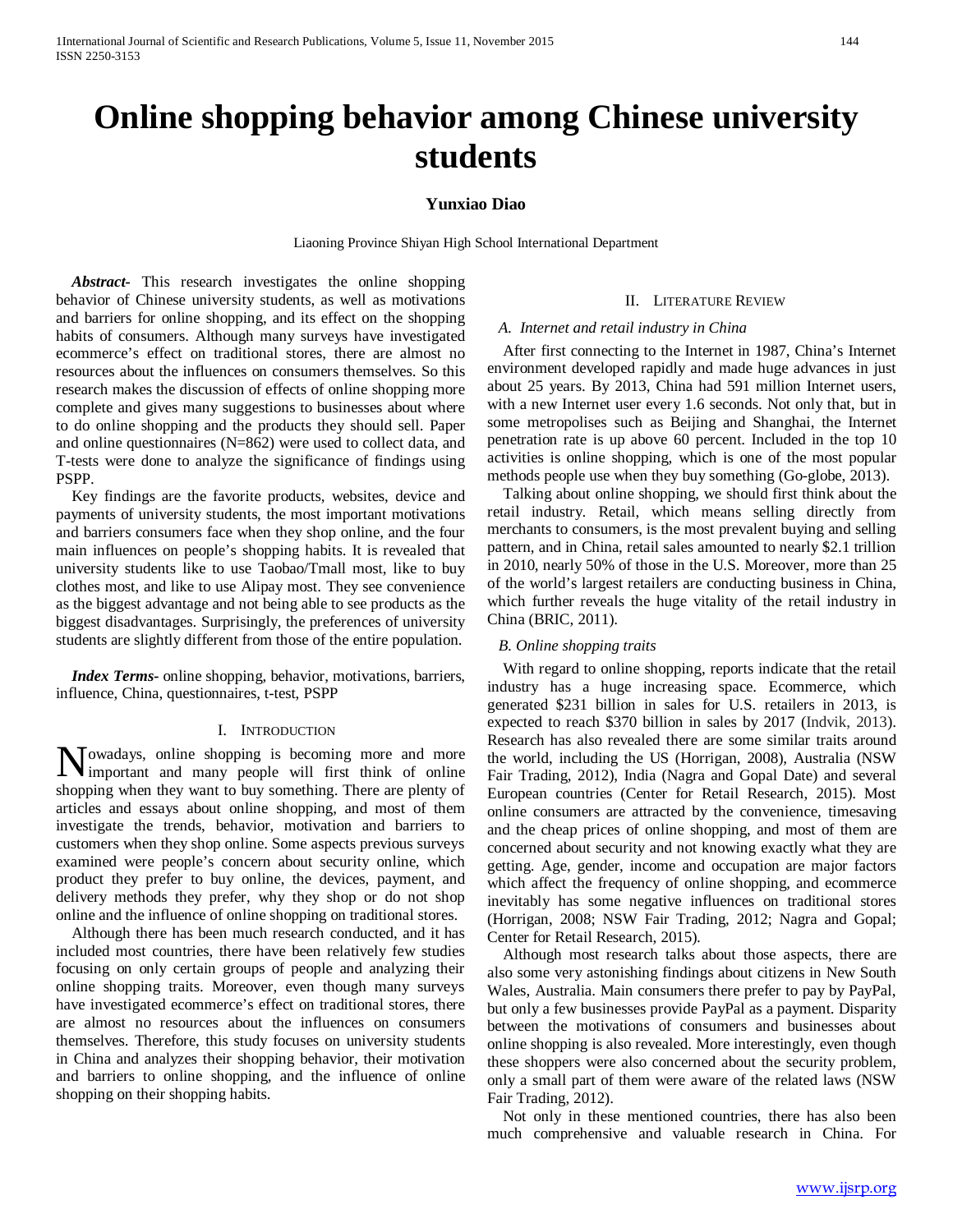# Online shopping behavior among Chinese university students

**Yunxiao Diao**

Liaoning Province Shiyan High School International Department

***Abstract-*** This research investigates the online shopping behavior of Chinese university students, as well as motivations and barriers for online shopping, and its effect on the shopping habits of consumers. Although many surveys have investigated ecommerce's effect on traditional stores, there are almost no resources about the influences on consumers themselves. So this research makes the discussion of effects of online shopping more complete and gives many suggestions to businesses about where to do online shopping and the products they should sell. Paper and online questionnaires (N=862) were used to collect data, and T-tests were done to analyze the significance of findings using PSPP.

Key findings are the favorite products, websites, device and payments of university students, the most important motivations and barriers consumers face when they shop online, and the four main influences on people's shopping habits. It is revealed that university students like to use Taobao/Tmall most, like to buy clothes most, and like to use Alipay most. They see convenience as the biggest advantage and not being able to see products as the biggest disadvantages. Surprisingly, the preferences of university students are slightly different from those of the entire population.

***Index Terms-*** online shopping, behavior, motivations, barriers, influence, China, questionnaires, t-test, PSPP

## I. Introduction

Nowadays, online shopping is becoming more and more important and many people will first think of online shopping when they want to buy something. There are plenty of articles and essays about online shopping, and most of them investigate the trends, behavior, motivation and barriers to customers when they shop online. Some aspects previous surveys examined were people's concern about security online, which product they prefer to buy online, the devices, payment, and delivery methods they prefer, why they shop or do not shop online and the influence of online shopping on traditional stores.

Although there has been much research conducted, and it has included most countries, there have been relatively few studies focusing on only certain groups of people and analyzing their online shopping traits. Moreover, even though many surveys have investigated ecommerce's effect on traditional stores, there are almost no resources about the influences on consumers themselves. Therefore, this study focuses on university students in China and analyzes their shopping behavior, their motivation and barriers to online shopping, and the influence of online shopping on their shopping habits.

## II. Literature Review

### *A. Internet and retail industry in China*

After first connecting to the Internet in 1987, China's Internet environment developed rapidly and made huge advances in just about 25 years. By 2013, China had 591 million Internet users, with a new Internet user every 1.6 seconds. Not only that, but in some metropolises such as Beijing and Shanghai, the Internet penetration rate is up above 60 percent. Included in the top 10 activities is online shopping, which is one of the most popular methods people use when they buy something (Go-globe, 2013).

Talking about online shopping, we should first think about the retail industry. Retail, which means selling directly from merchants to consumers, is the most prevalent buying and selling pattern, and in China, retail sales amounted to nearly $2.1 trillion in 2010, nearly 50% of those in the U.S. Moreover, more than 25 of the world's largest retailers are conducting business in China, which further reveals the huge vitality of the retail industry in China (BRIC, 2011).

### *B. Online shopping traits*

With regard to online shopping, reports indicate that the retail industry has a huge increasing space. Ecommerce, which generated $231 billion in sales for U.S. retailers in 2013, is expected to reach $370 billion in sales by 2017 (Indvik, 2013). Research has also revealed there are some similar traits around the world, including the US (Horrigan, 2008), Australia (NSW Fair Trading, 2012), India (Nagra and Gopal Date) and several European countries (Center for Retail Research, 2015). Most online consumers are attracted by the convenience, timesaving and the cheap prices of online shopping, and most of them are concerned about security and not knowing exactly what they are getting. Age, gender, income and occupation are major factors which affect the frequency of online shopping, and ecommerce inevitably has some negative influences on traditional stores (Horrigan, 2008; NSW Fair Trading, 2012; Nagra and Gopal; Center for Retail Research, 2015).

Although most research talks about those aspects, there are also some very astonishing findings about citizens in New South Wales, Australia. Main consumers there prefer to pay by PayPal, but only a few businesses provide PayPal as a payment. Disparity between the motivations of consumers and businesses about online shopping is also revealed. More interestingly, even though these shoppers were also concerned about the security problem, only a small part of them were aware of the related laws (NSW Fair Trading, 2012).

Not only in these mentioned countries, there has also been much comprehensive and valuable research in China. For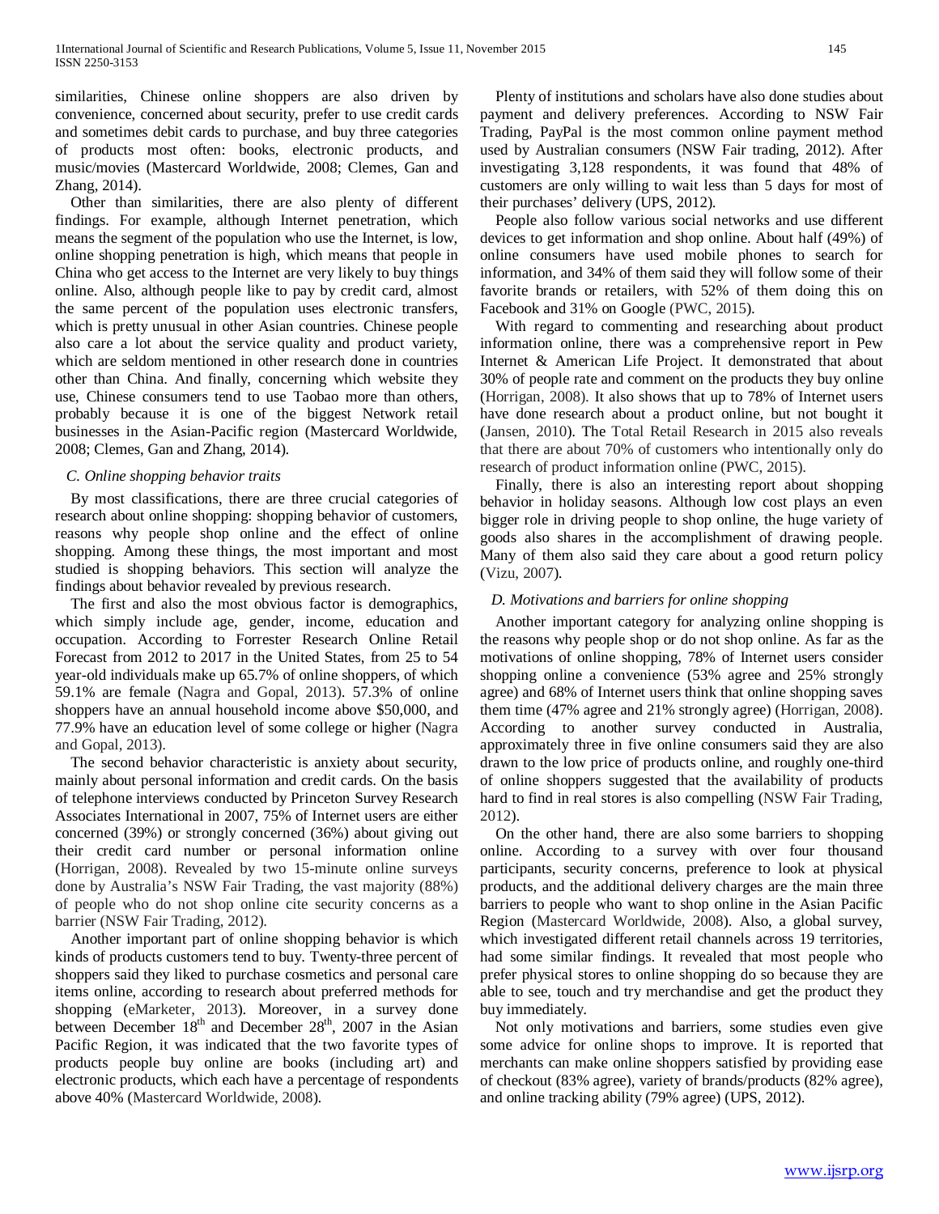similarities, Chinese online shoppers are also driven by convenience, concerned about security, prefer to use credit cards and sometimes debit cards to purchase, and buy three categories of products most often: books, electronic products, and music/movies (Mastercard Worldwide, 2008; Clemes, Gan and Zhang, 2014).

Other than similarities, there are also plenty of different findings. For example, although Internet penetration, which means the segment of the population who use the Internet, is low, online shopping penetration is high, which means that people in China who get access to the Internet are very likely to buy things online. Also, although people like to pay by credit card, almost the same percent of the population uses electronic transfers, which is pretty unusual in other Asian countries. Chinese people also care a lot about the service quality and product variety, which are seldom mentioned in other research done in countries other than China. And finally, concerning which website they use, Chinese consumers tend to use Taobao more than others, probably because it is one of the biggest Network retail businesses in the Asian-Pacific region (Mastercard Worldwide, 2008; Clemes, Gan and Zhang, 2014).

### C. Online shopping behavior traits

By most classifications, there are three crucial categories of research about online shopping: shopping behavior of customers, reasons why people shop online and the effect of online shopping. Among these things, the most important and most studied is shopping behaviors. This section will analyze the findings about behavior revealed by previous research.

The first and also the most obvious factor is demographics, which simply include age, gender, income, education and occupation. According to Forrester Research Online Retail Forecast from 2012 to 2017 in the United States, from 25 to 54 year-old individuals make up 65.7% of online shoppers, of which 59.1% are female (Nagra and Gopal, 2013). 57.3% of online shoppers have an annual household income above $50,000, and 77.9% have an education level of some college or higher (Nagra and Gopal, 2013).

The second behavior characteristic is anxiety about security, mainly about personal information and credit cards. On the basis of telephone interviews conducted by Princeton Survey Research Associates International in 2007, 75% of Internet users are either concerned (39%) or strongly concerned (36%) about giving out their credit card number or personal information online (Horrigan, 2008). Revealed by two 15-minute online surveys done by Australia's NSW Fair Trading, the vast majority (88%) of people who do not shop online cite security concerns as a barrier (NSW Fair Trading, 2012).

Another important part of online shopping behavior is which kinds of products customers tend to buy. Twenty-three percent of shoppers said they liked to purchase cosmetics and personal care items online, according to research about preferred methods for shopping (eMarketer, 2013). Moreover, in a survey done between December 18th and December 28th, 2007 in the Asian Pacific Region, it was indicated that the two favorite types of products people buy online are books (including art) and electronic products, which each have a percentage of respondents above 40% (Mastercard Worldwide, 2008).

Plenty of institutions and scholars have also done studies about payment and delivery preferences. According to NSW Fair Trading, PayPal is the most common online payment method used by Australian consumers (NSW Fair trading, 2012). After investigating 3,128 respondents, it was found that 48% of customers are only willing to wait less than 5 days for most of their purchases' delivery (UPS, 2012).

People also follow various social networks and use different devices to get information and shop online. About half (49%) of online consumers have used mobile phones to search for information, and 34% of them said they will follow some of their favorite brands or retailers, with 52% of them doing this on Facebook and 31% on Google (PWC, 2015).

With regard to commenting and researching about product information online, there was a comprehensive report in Pew Internet & American Life Project. It demonstrated that about 30% of people rate and comment on the products they buy online (Horrigan, 2008). It also shows that up to 78% of Internet users have done research about a product online, but not bought it (Jansen, 2010). The Total Retail Research in 2015 also reveals that there are about 70% of customers who intentionally only do research of product information online (PWC, 2015).

Finally, there is also an interesting report about shopping behavior in holiday seasons. Although low cost plays an even bigger role in driving people to shop online, the huge variety of goods also shares in the accomplishment of drawing people. Many of them also said they care about a good return policy (Vizu, 2007).

### D. Motivations and barriers for online shopping

Another important category for analyzing online shopping is the reasons why people shop or do not shop online. As far as the motivations of online shopping, 78% of Internet users consider shopping online a convenience (53% agree and 25% strongly agree) and 68% of Internet users think that online shopping saves them time (47% agree and 21% strongly agree) (Horrigan, 2008). According to another survey conducted in Australia, approximately three in five online consumers said they are also drawn to the low price of products online, and roughly one-third of online shoppers suggested that the availability of products hard to find in real stores is also compelling (NSW Fair Trading, 2012).

On the other hand, there are also some barriers to shopping online. According to a survey with over four thousand participants, security concerns, preference to look at physical products, and the additional delivery charges are the main three barriers to people who want to shop online in the Asian Pacific Region (Mastercard Worldwide, 2008). Also, a global survey, which investigated different retail channels across 19 territories, had some similar findings. It revealed that most people who prefer physical stores to online shopping do so because they are able to see, touch and try merchandise and get the product they buy immediately.

Not only motivations and barriers, some studies even give some advice for online shops to improve. It is reported that merchants can make online shoppers satisfied by providing ease of checkout (83% agree), variety of brands/products (82% agree), and online tracking ability (79% agree) (UPS, 2012).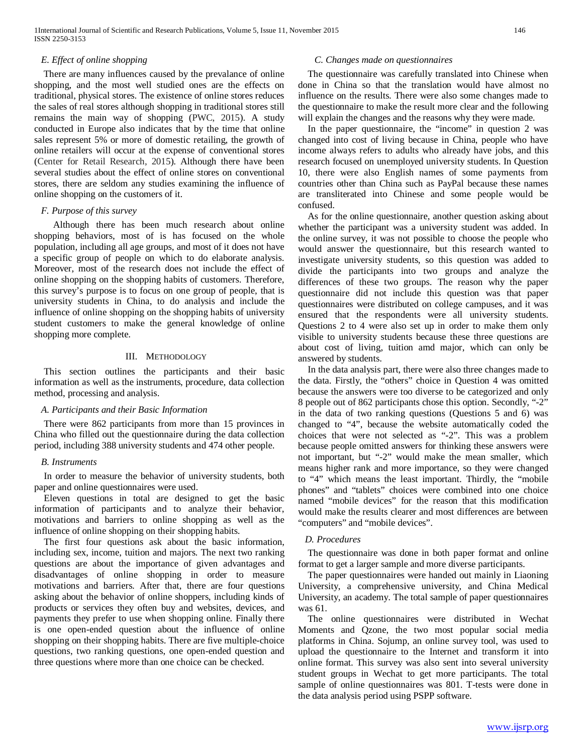### *E. Effect of online shopping*

There are many influences caused by the prevalance of online shopping, and the most well studied ones are the effects on traditional, physical stores. The existence of online stores reduces the sales of real stores although shopping in traditional stores still remains the main way of shopping (PWC, 2015). A study conducted in Europe also indicates that by the time that online sales represent 5% or more of domestic retailing, the growth of online retailers will occur at the expense of conventional stores (Center for Retail Research, 2015). Although there have been several studies about the effect of online stores on conventional stores, there are seldom any studies examining the influence of online shopping on the customers of it.

### *F. Purpose of this survey*

Although there has been much research about online shopping behaviors, most of is has focused on the whole population, including all age groups, and most of it does not have a specific group of people on which to do elaborate analysis. Moreover, most of the research does not include the effect of online shopping on the shopping habits of customers. Therefore, this survey's purpose is to focus on one group of people, that is university students in China, to do analysis and include the influence of online shopping on the shopping habits of university student customers to make the general knowledge of online shopping more complete.

## III. Methodology

This section outlines the participants and their basic information as well as the instruments, procedure, data collection method, processing and analysis.

### *A. Participants and their Basic Information*

There were 862 participants from more than 15 provinces in China who filled out the questionnaire during the data collection period, including 388 university students and 474 other people.

### *B. Instruments*

In order to measure the behavior of university students, both paper and online questionnaires were used.

Eleven questions in total are designed to get the basic information of participants and to analyze their behavior, motivations and barriers to online shopping as well as the influence of online shopping on their shopping habits.

The first four questions ask about the basic information, including sex, income, tuition and majors. The next two ranking questions are about the importance of given advantages and disadvantages of online shopping in order to measure motivations and barriers. After that, there are four questions asking about the behavior of online shoppers, including kinds of products or services they often buy and websites, devices, and payments they prefer to use when shopping online. Finally there is one open-ended question about the influence of online shopping on their shopping habits. There are five multiple-choice questions, two ranking questions, one open-ended question and three questions where more than one choice can be checked.

### *C. Changes made on questionnaires*

The questionnaire was carefully translated into Chinese when done in China so that the translation would have almost no influence on the results. There were also some changes made to the questionnaire to make the result more clear and the following will explain the changes and the reasons why they were made.

In the paper questionnaire, the "income" in question 2 was changed into cost of living because in China, people who have income always refers to adults who already have jobs, and this research focused on unemployed university students. In Question 10, there were also English names of some payments from countries other than China such as PayPal because these names are transliterated into Chinese and some people would be confused.

As for the online questionnaire, another question asking about whether the participant was a university student was added. In the online survey, it was not possible to choose the people who would answer the questionnaire, but this research wanted to investigate university students, so this question was added to divide the participants into two groups and analyze the differences of these two groups. The reason why the paper questionnaire did not include this question was that paper questionnaires were distributed on college campuses, and it was ensured that the respondents were all university students. Questions 2 to 4 were also set up in order to make them only visible to university students because these three questions are about cost of living, tuition amd major, which can only be answered by students.

In the data analysis part, there were also three changes made to the data. Firstly, the "others" choice in Question 4 was omitted because the answers were too diverse to be categorized and only 8 people out of 862 participants chose this option. Secondly, "-2" in the data of two ranking questions (Questions 5 and 6) was changed to "4", because the website automatically coded the choices that were not selected as "-2". This was a problem because people omitted answers for thinking these answers were not important, but "-2" would make the mean smaller, which means higher rank and more importance, so they were changed to "4" which means the least important. Thirdly, the "mobile phones" and "tablets" choices were combined into one choice named "mobile devices" for the reason that this modification would make the results clearer and most differences are between "computers" and "mobile devices".

### *D. Procedures*

The questionnaire was done in both paper format and online format to get a larger sample and more diverse participants.

The paper questionnaires were handed out mainly in Liaoning University, a comprehensive university, and China Medical University, an academy. The total sample of paper questionnaires was 61.

The online questionnaires were distributed in Wechat Moments and Qzone, the two most popular social media platforms in China. Sojump, an online survey tool, was used to upload the questionnaire to the Internet and transform it into online format. This survey was also sent into several university student groups in Wechat to get more participants. The total sample of online questionnaires was 801. T-tests were done in the data analysis period using PSPP software.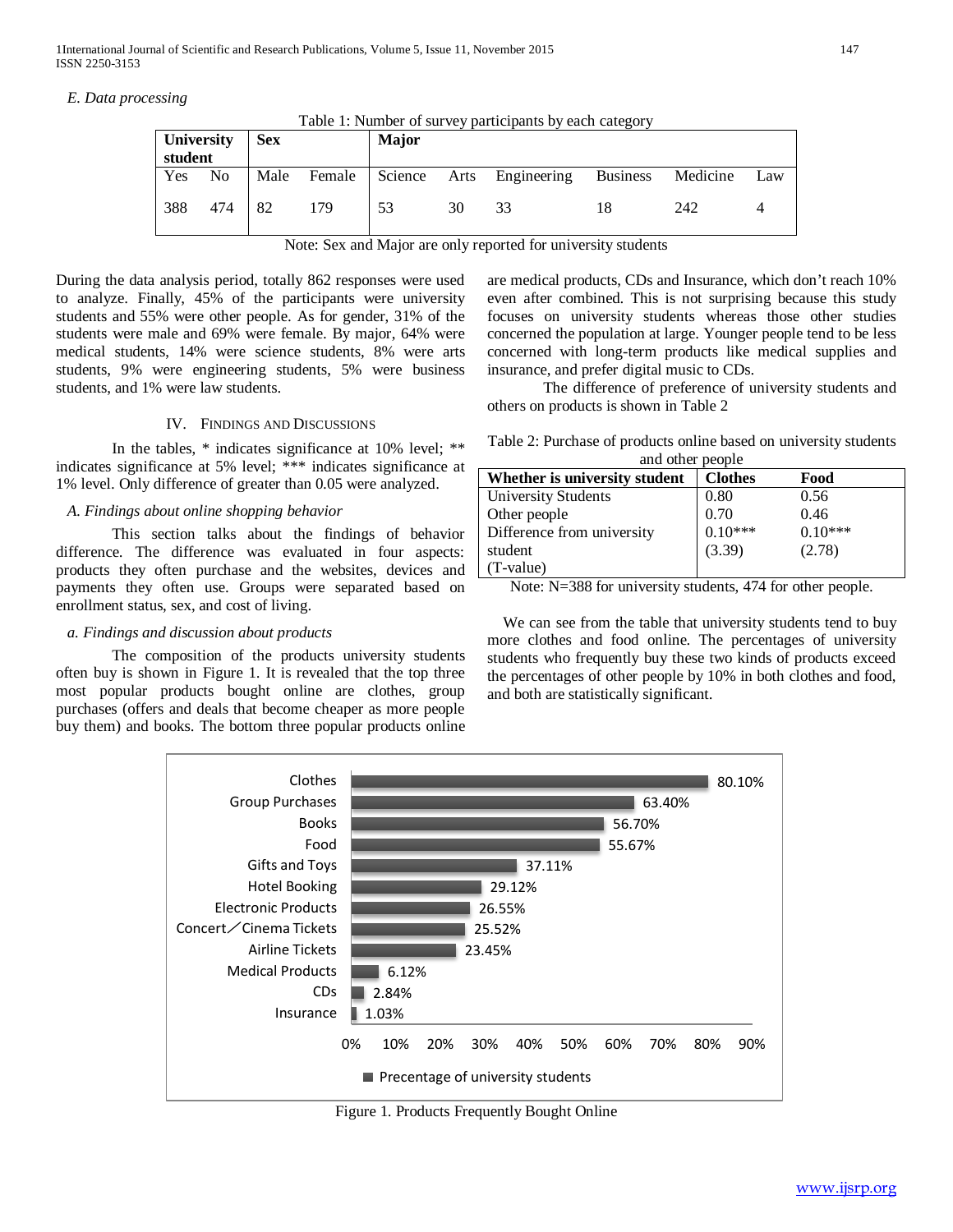### E. Data processing

Table 1: Number of survey participants by each category

| University student | | Sex | | Major | | | | | |
|---|---|---|---|---|---|---|---|---|---|
| Yes | No | Male | Female | Science | Arts | Engineering | Business | Medicine | Law |
| 388 | 474 | 82 | 179 | 53 | 30 | 33 | 18 | 242 | 4 |

Note: Sex and Major are only reported for university students

During the data analysis period, totally 862 responses were used to analyze. Finally, 45% of the participants were university students and 55% were other people. As for gender, 31% of the students were male and 69% were female. By major, 64% were medical students, 14% were science students, 8% were arts students, 9% were engineering students, 5% were business students, and 1% were law students.

## IV. Findings and Discussions

In the tables, * indicates significance at 10% level; ** indicates significance at 5% level; *** indicates significance at 1% level. Only difference of greater than 0.05 were analyzed.

### A. Findings about online shopping behavior

This section talks about the findings of behavior difference. The difference was evaluated in four aspects: products they often purchase and the websites, devices and payments they often use. Groups were separated based on enrollment status, sex, and cost of living.

### a. Findings and discussion about products

The composition of the products university students often buy is shown in Figure 1. It is revealed that the top three most popular products bought online are clothes, group purchases (offers and deals that become cheaper as more people buy them) and books. The bottom three popular products online are medical products, CDs and Insurance, which don't reach 10% even after combined. This is not surprising because this study focuses on university students whereas those other studies concerned the population at large. Younger people tend to be less concerned with long-term products like medical supplies and insurance, and prefer digital music to CDs.

The difference of preference of university students and others on products is shown in Table 2

Table 2: Purchase of products online based on university students and other people

| Whether is university student | Clothes | Food |
|---|---|---|
| University Students | 0.80 | 0.56 |
| Other people | 0.70 | 0.46 |
| Difference from university student (T-value) | 0.10*** (3.39) | 0.10*** (2.78) |

Note: N=388 for university students, 474 for other people.

We can see from the table that university students tend to buy more clothes and food online. The percentages of university students who frequently buy these two kinds of products exceed the percentages of other people by 10% in both clothes and food, and both are statistically significant.

| Product | Precentage of university students |
|---|---|
| Clothes | 80.10% |
| Group Purchases | 63.40% |
| Books | 56.70% |
| Food | 55.67% |
| Gifts and Toys | 37.11% |
| Hotel Booking | 29.12% |
| Electronic Products | 26.55% |
| Concert／Cinema Tickets | 25.52% |
| Airline Tickets | 23.45% |
| Medical Products | 6.12% |
| CDs | 2.84% |
| Insurance | 1.03% |

Figure 1. Products Frequently Bought Online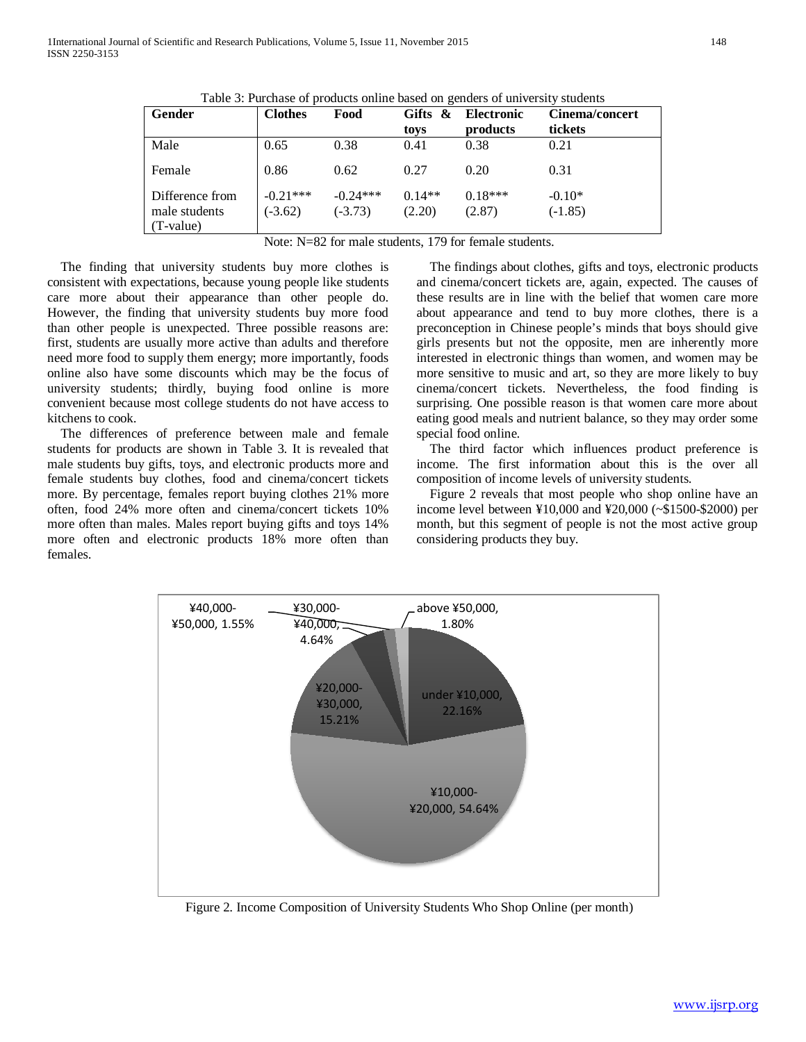Table 3: Purchase of products online based on genders of university students

| Gender | Clothes | Food | Gifts & toys | Electronic products | Cinema/concert tickets |
|---|---|---|---|---|---|
| Male | 0.65 | 0.38 | 0.41 | 0.38 | 0.21 |
| Female | 0.86 | 0.62 | 0.27 | 0.20 | 0.31 |
| Difference from male students (T-value) | -0.21*** (-3.62) | -0.24*** (-3.73) | 0.14** (2.20) | 0.18*** (2.87) | -0.10* (-1.85) |

Note: N=82 for male students, 179 for female students.

The finding that university students buy more clothes is consistent with expectations, because young people like students care more about their appearance than other people do. However, the finding that university students buy more food than other people is unexpected. Three possible reasons are: first, students are usually more active than adults and therefore need more food to supply them energy; more importantly, foods online also have some discounts which may be the focus of university students; thirdly, buying food online is more convenient because most college students do not have access to kitchens to cook.

The differences of preference between male and female students for products are shown in Table 3. It is revealed that male students buy gifts, toys, and electronic products more and female students buy clothes, food and cinema/concert tickets more. By percentage, females report buying clothes 21% more often, food 24% more often and cinema/concert tickets 10% more often than males. Males report buying gifts and toys 14% more often and electronic products 18% more often than females.

The findings about clothes, gifts and toys, electronic products and cinema/concert tickets are, again, expected. The causes of these results are in line with the belief that women care more about appearance and tend to buy more clothes, there is a preconception in Chinese people's minds that boys should give girls presents but not the opposite, men are inherently more interested in electronic things than women, and women may be more sensitive to music and art, so they are more likely to buy cinema/concert tickets. Nevertheless, the food finding is surprising. One possible reason is that women care more about eating good meals and nutrient balance, so they may order some special food online.

The third factor which influences product preference is income. The first information about this is the over all composition of income levels of university students.

Figure 2 reveals that most people who shop online have an income level between ¥10,000 and ¥20,000 (~$1500-$2000) per month, but this segment of people is not the most active group considering products they buy.

Figure 2. Income Composition of University Students Who Shop Online (per month)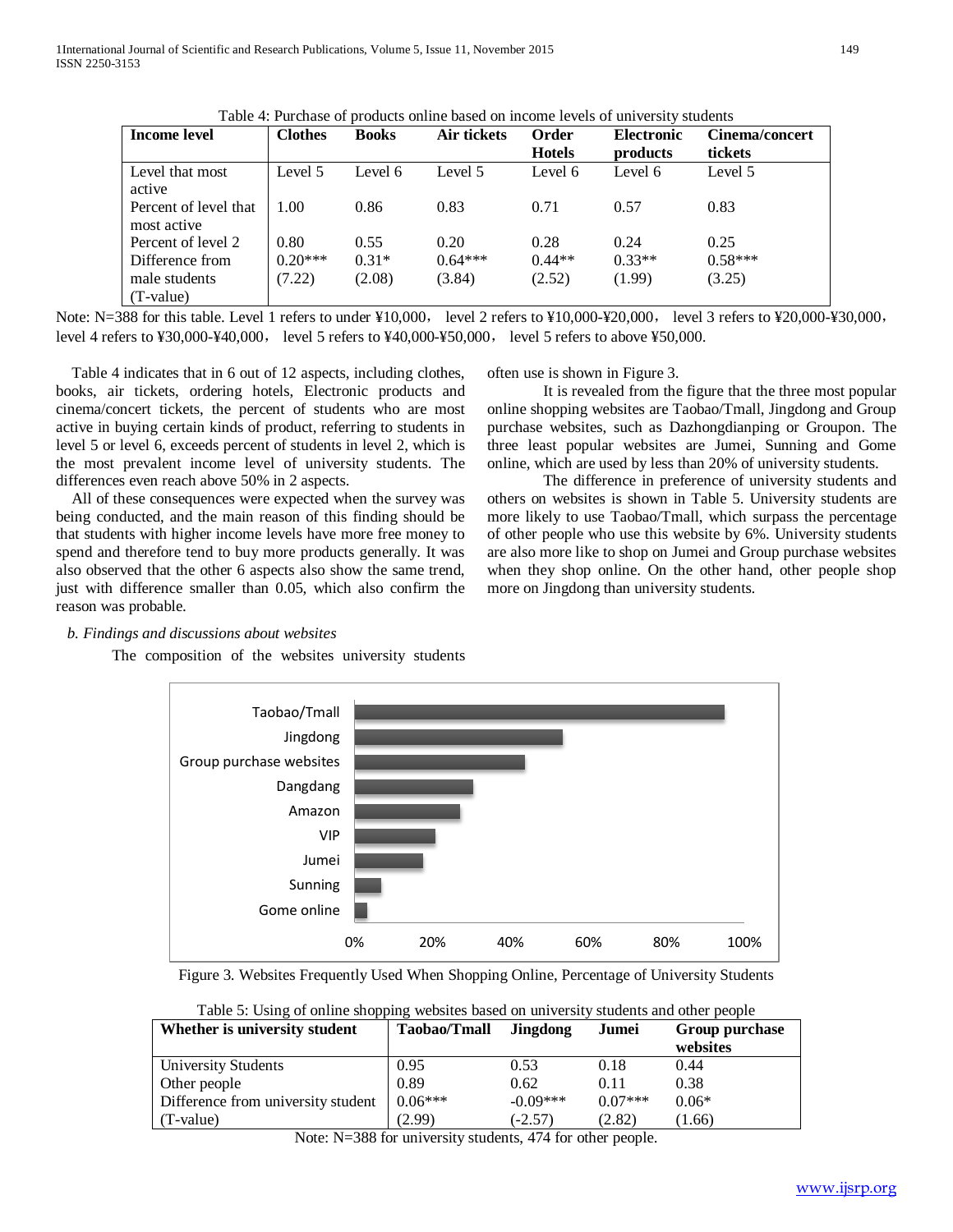Table 4: Purchase of products online based on income levels of university students

| Income level | Clothes | Books | Air tickets | Order Hotels | Electronic products | Cinema/concert tickets |
|---|---|---|---|---|---|---|
| Level that most active | Level 5 | Level 6 | Level 5 | Level 6 | Level 6 | Level 5 |
| Percent of level that most active | 1.00 | 0.86 | 0.83 | 0.71 | 0.57 | 0.83 |
| Percent of level 2 | 0.80 | 0.55 | 0.20 | 0.28 | 0.24 | 0.25 |
| Difference from male students | 0.20*** | 0.31* | 0.64*** | 0.44** | 0.33** | 0.58*** |
| (T-value) | (7.22) | (2.08) | (3.84) | (2.52) | (1.99) | (3.25) |

Note: N=388 for this table. Level 1 refers to under ¥10,000， level 2 refers to ¥10,000-¥20,000， level 3 refers to ¥20,000-¥30,000， level 4 refers to ¥30,000-¥40,000， level 5 refers to ¥40,000-¥50,000， level 6 refers to above ¥50,000.

Table 4 indicates that in 6 out of 12 aspects, including clothes, books, air tickets, ordering hotels, Electronic products and cinema/concert tickets, the percent of students who are most active in buying certain kinds of product, referring to students in level 5 or level 6, exceeds percent of students in level 2, which is the most prevalent income level of university students. The differences even reach above 50% in 2 aspects.

All of these consequences were expected when the survey was being conducted, and the main reason of this finding should be that students with higher income levels have more free money to spend and therefore tend to buy more products generally. It was also observed that the other 6 aspects also show the same trend, just with difference smaller than 0.05, which also confirm the reason was probable.

*b. Findings and discussions about websites*

The composition of the websites university students often use is shown in Figure 3.

It is revealed from the figure that the three most popular online shopping websites are Taobao/Tmall, Jingdong and Group purchase websites, such as Dazhongdianping or Groupon. The three least popular websites are Jumei, Sunning and Gome online, which are used by less than 20% of university students.

The difference in preference of university students and others on websites is shown in Table 5. University students are more likely to use Taobao/Tmall, which surpass the percentage of other people who use this website by 6%. University students are also more like to shop on Jumei and Group purchase websites when they shop online. On the other hand, other people shop more on Jingdong than university students.

Figure 3. Websites Frequently Used When Shopping Online, Percentage of University Students

Table 5: Using of online shopping websites based on university students and other people

| Whether is university student | Taobao/Tmall | Jingdong | Jumei | Group purchase websites |
|---|---|---|---|---|
| University Students | 0.95 | 0.53 | 0.18 | 0.44 |
| Other people | 0.89 | 0.62 | 0.11 | 0.38 |
| Difference from university student | 0.06*** | -0.09*** | 0.07*** | 0.06* |
| (T-value) | (2.99) | (-2.57) | (2.82) | (1.66) |

Note: N=388 for university students, 474 for other people.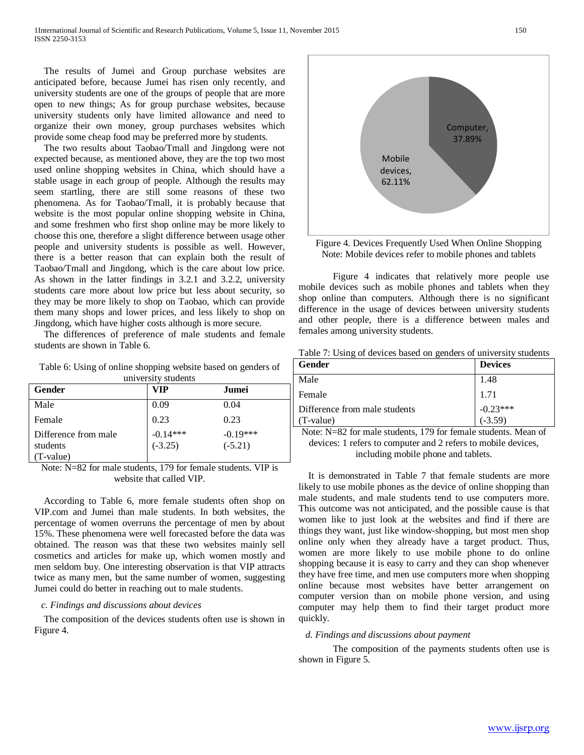The results of Jumei and Group purchase websites are anticipated before, because Jumei has risen only recently, and university students are one of the groups of people that are more open to new things; As for group purchase websites, because university students only have limited allowance and need to organize their own money, group purchases websites which provide some cheap food may be preferred more by students.

The two results about Taobao/Tmall and Jingdong were not expected because, as mentioned above, they are the top two most used online shopping websites in China, which should have a stable usage in each group of people. Although the results may seem startling, there are still some reasons of these two phenomena. As for Taobao/Tmall, it is probably because that website is the most popular online shopping website in China, and some freshmen who first shop online may be more likely to choose this one, therefore a slight difference between usage other people and university students is possible as well. However, there is a better reason that can explain both the result of Taobao/Tmall and Jingdong, which is the care about low price. As shown in the latter findings in 3.2.1 and 3.2.2, university students care more about low price but less about security, so they may be more likely to shop on Taobao, which can provide them many shops and lower prices, and less likely to shop on Jingdong, which have higher costs although is more secure.

The differences of preference of male students and female students are shown in Table 6.

Table 6: Using of online shopping website based on genders of university students

| Gender | VIP | Jumei |
|---|---|---|
| Male | 0.09 | 0.04 |
| Female | 0.23 | 0.23 |
| Difference from male students (T-value) | -0.14*** (-3.25) | -0.19*** (-5.21) |

Note: N=82 for male students, 179 for female students. VIP is website that called VIP.

According to Table 6, more female students often shop on VIP.com and Jumei than male students. In both websites, the percentage of women overruns the percentage of men by about 15%. These phenomena were well forecasted before the data was obtained. The reason was that these two websites mainly sell cosmetics and articles for make up, which women mostly and men seldom buy. One interesting observation is that VIP attracts twice as many men, but the same number of women, suggesting Jumei could do better in reaching out to male students.

*c. Findings and discussions about devices*

The composition of the devices students often use is shown in Figure 4.

| Device | Share |
|---|---|
| Computer | 37.89% |
| Mobile devices | 62.11% |

Figure 4. Devices Frequently Used When Online Shopping
Note: Mobile devices refer to mobile phones and tablets

Figure 4 indicates that relatively more people use mobile devices such as mobile phones and tablets when they shop online than computers. Although there is no significant difference in the usage of devices between university students and other people, there is a difference between males and females among university students.

Table 7: Using of devices based on genders of university students

| Gender | Devices |
|---|---|
| Male | 1.48 |
| Female | 1.71 |
| Difference from male students (T-value) | -0.23*** (-3.59) |

Note: N=82 for male students, 179 for female students. Mean of devices: 1 refers to computer and 2 refers to mobile devices, including mobile phone and tablets.

It is demonstrated in Table 7 that female students are more likely to use mobile phones as the device of online shopping than male students, and male students tend to use computers more. This outcome was not anticipated, and the possible cause is that women like to just look at the websites and find if there are things they want, just like window-shopping, but most men shop online only when they already have a target product. Thus, women are more likely to use mobile phone to do online shopping because it is easy to carry and they can shop whenever they have free time, and men use computers more when shopping online because most websites have better arrangement on computer version than on mobile phone version, and using computer may help them to find their target product more quickly.

*d. Findings and discussions about payment*

The composition of the payments students often use is shown in Figure 5.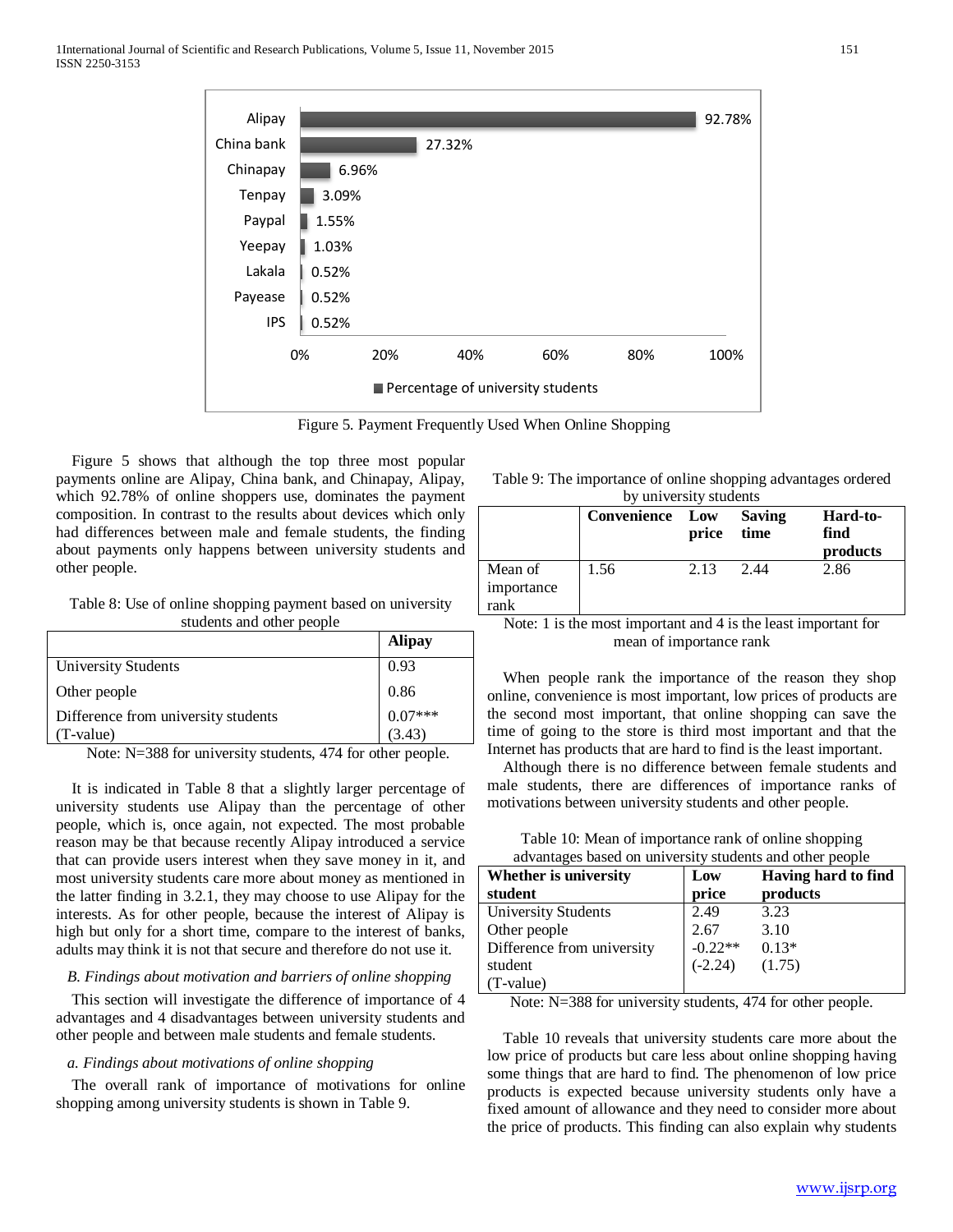Figure 5. Payment Frequently Used When Online Shopping

Figure 5 shows that although the top three most popular payments online are Alipay, China bank, and Chinapay, Alipay, which 92.78% of online shoppers use, dominates the payment composition. In contrast to the results about devices which only had differences between male and female students, the finding about payments only happens between university students and other people.

Table 8: Use of online shopping payment based on university students and other people

| | Alipay |
|---|---|
| University Students | 0.93 |
| Other people | 0.86 |
| Difference from university students (T-value) | 0.07*** (3.43) |

Note: N=388 for university students, 474 for other people.

It is indicated in Table 8 that a slightly larger percentage of university students use Alipay than the percentage of other people, which is, once again, not expected. The most probable reason may be that because recently Alipay introduced a service that can provide users interest when they save money in it, and most university students care more about money as mentioned in the latter finding in 3.2.1, they may choose to use Alipay for the interests. As for other people, because the interest of Alipay is high but only for a short time, compare to the interest of banks, adults may think it is not that secure and therefore do not use it.

*B. Findings about motivation and barriers of online shopping*

This section will investigate the difference of importance of 4 advantages and 4 disadvantages between university students and other people and between male students and female students.

*a. Findings about motivations of online shopping*

The overall rank of importance of motivations for online shopping among university students is shown in Table 9.

Table 9: The importance of online shopping advantages ordered by university students

| | **Convenience** | **Low price** | **Saving time** | **Hard-to-find products** |
|---|---|---|---|---|
| Mean of importance rank | 1.56 | 2.13 | 2.44 | 2.86 |

Note: 1 is the most important and 4 is the least important for mean of importance rank

When people rank the importance of the reason they shop online, convenience is most important, low prices of products are the second most important, that online shopping can save the time of going to the store is third most important and that the Internet has products that are hard to find is the least important.

Although there is no difference between female students and male students, there are differences of importance ranks of motivations between university students and other people.

Table 10: Mean of importance rank of online shopping advantages based on university students and other people

| **Whether is university student** | **Low price** | **Having hard to find products** |
|---|---|---|
| University Students | 2.49 | 3.23 |
| Other people | 2.67 | 3.10 |
| Difference from university student (T-value) | -0.22** (-2.24) | 0.13* (1.75) |

Note: N=388 for university students, 474 for other people.

Table 10 reveals that university students care more about the low price of products but care less about online shopping having some things that are hard to find. The phenomenon of low price products is expected because university students only have a fixed amount of allowance and they need to consider more about the price of products. This finding can also explain why students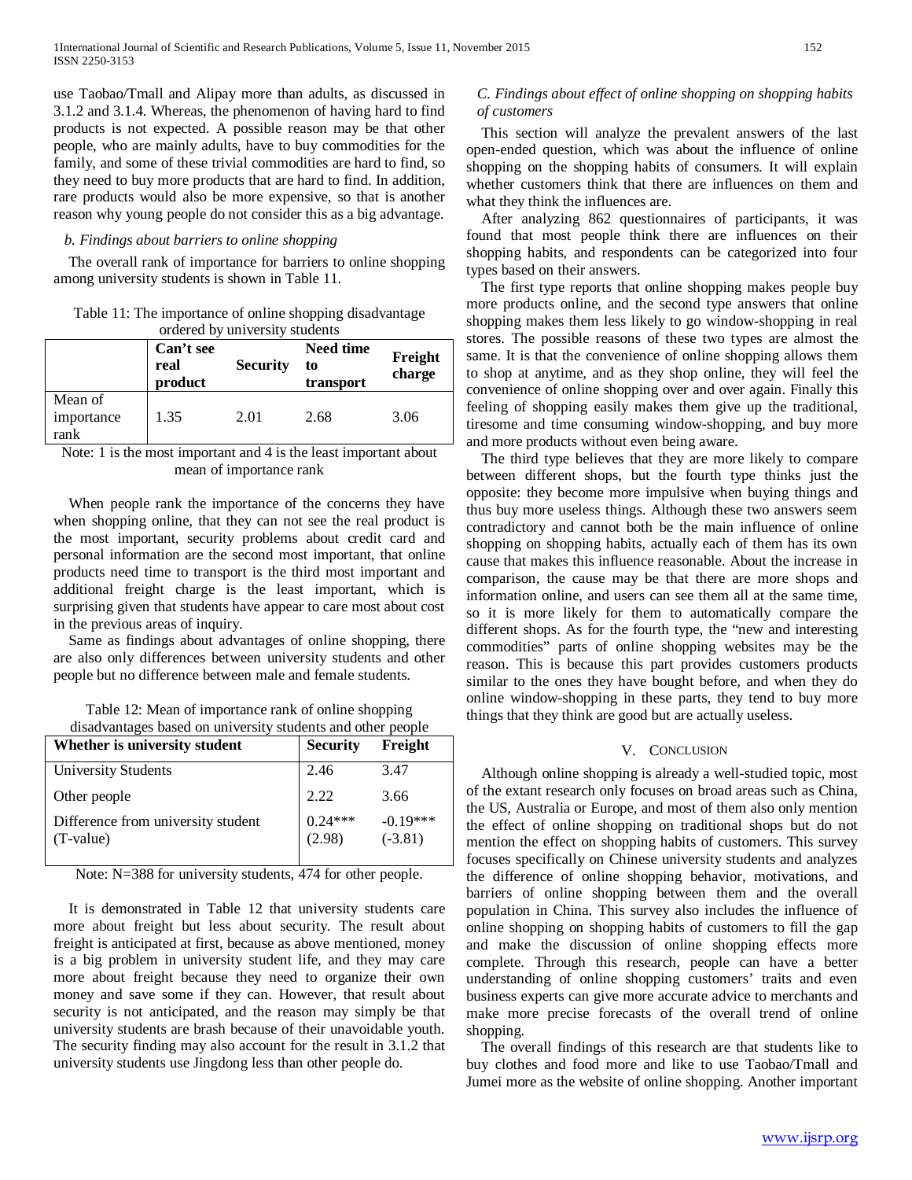use Taobao/Tmall and Alipay more than adults, as discussed in 3.1.2 and 3.1.4. Whereas, the phenomenon of having hard to find products is not expected. A possible reason may be that other people, who are mainly adults, have to buy commodities for the family, and some of these trivial commodities are hard to find, so they need to buy more products that are hard to find. In addition, rare products would also be more expensive, so that is another reason why young people do not consider this as a big advantage.

*b. Findings about barriers to online shopping*

The overall rank of importance for barriers to online shopping among university students is shown in Table 11.

Table 11: The importance of online shopping disadvantage ordered by university students

| | **Can't see real product** | **Security** | **Need time to transport** | **Freight charge** |
|---|---|---|---|---|
| Mean of importance rank | 1.35 | 2.01 | 2.68 | 3.06 |

Note: 1 is the most important and 4 is the least important about mean of importance rank

When people rank the importance of the concerns they have when shopping online, that they can not see the real product is the most important, security problems about credit card and personal information are the second most important, that online products need time to transport is the third most important and additional freight charge is the least important, which is surprising given that students have appear to care most about cost in the previous areas of inquiry.

Same as findings about advantages of online shopping, there are also only differences between university students and other people but no difference between male and female students.

Table 12: Mean of importance rank of online shopping disadvantages based on university students and other people

| **Whether is university student** | **Security** | **Freight** |
|---|---|---|
| University Students | 2.46 | 3.47 |
| Other people | 2.22 | 3.66 |
| Difference from university student (T-value) | 0.24*** (2.98) | -0.19*** (-3.81) |

Note: N=388 for university students, 474 for other people.

It is demonstrated in Table 12 that university students care more about freight but less about security. The result about freight is anticipated at first, because as above mentioned, money is a big problem in university student life, and they may care more about freight because they need to organize their own money and save some if they can. However, that result about security is not anticipated, and the reason may simply be that university students are brash because of their unavoidable youth. The security finding may also account for the result in 3.1.2 that university students use Jingdong less than other people do.

*C. Findings about effect of online shopping on shopping habits of customers*

This section will analyze the prevalent answers of the last open-ended question, which was about the influence of online shopping on the shopping habits of consumers. It will explain whether customers think that there are influences on them and what they think the influences are.

After analyzing 862 questionnaires of participants, it was found that most people think there are influences on their shopping habits, and respondents can be categorized into four types based on their answers.

The first type reports that online shopping makes people buy more products online, and the second type answers that online shopping makes them less likely to go window-shopping in real stores. The possible reasons of these two types are almost the same. It is that the convenience of online shopping allows them to shop at anytime, and as they shop online, they will feel the convenience of online shopping over and over again. Finally this feeling of shopping easily makes them give up the traditional, tiresome and time consuming window-shopping, and buy more and more products without even being aware.

The third type believes that they are more likely to compare between different shops, but the fourth type thinks just the opposite: they become more impulsive when buying things and thus buy more useless things. Although these two answers seem contradictory and cannot both be the main influence of online shopping on shopping habits, actually each of them has its own cause that makes this influence reasonable. About the increase in comparison, the cause may be that there are more shops and information online, and users can see them all at the same time, so it is more likely for them to automatically compare the different shops. As for the fourth type, the "new and interesting commodities" parts of online shopping websites may be the reason. This is because this part provides customers products similar to the ones they have bought before, and when they do online window-shopping in these parts, they tend to buy more things that they think are good but are actually useless.

## V. Conclusion

Although online shopping is already a well-studied topic, most of the extant research only focuses on broad areas such as China, the US, Australia or Europe, and most of them also only mention the effect of online shopping on traditional shops but do not mention the effect on shopping habits of customers. This survey focuses specifically on Chinese university students and analyzes the difference of online shopping behavior, motivations, and barriers of online shopping between them and the overall population in China. This survey also includes the influence of online shopping on shopping habits of customers to fill the gap and make the discussion of online shopping effects more complete. Through this research, people can have a better understanding of online shopping customers' traits and even business experts can give more accurate advice to merchants and make more precise forecasts of the overall trend of online shopping.

The overall findings of this research are that students like to buy clothes and food more and like to use Taobao/Tmall and Jumei more as the website of online shopping. Another important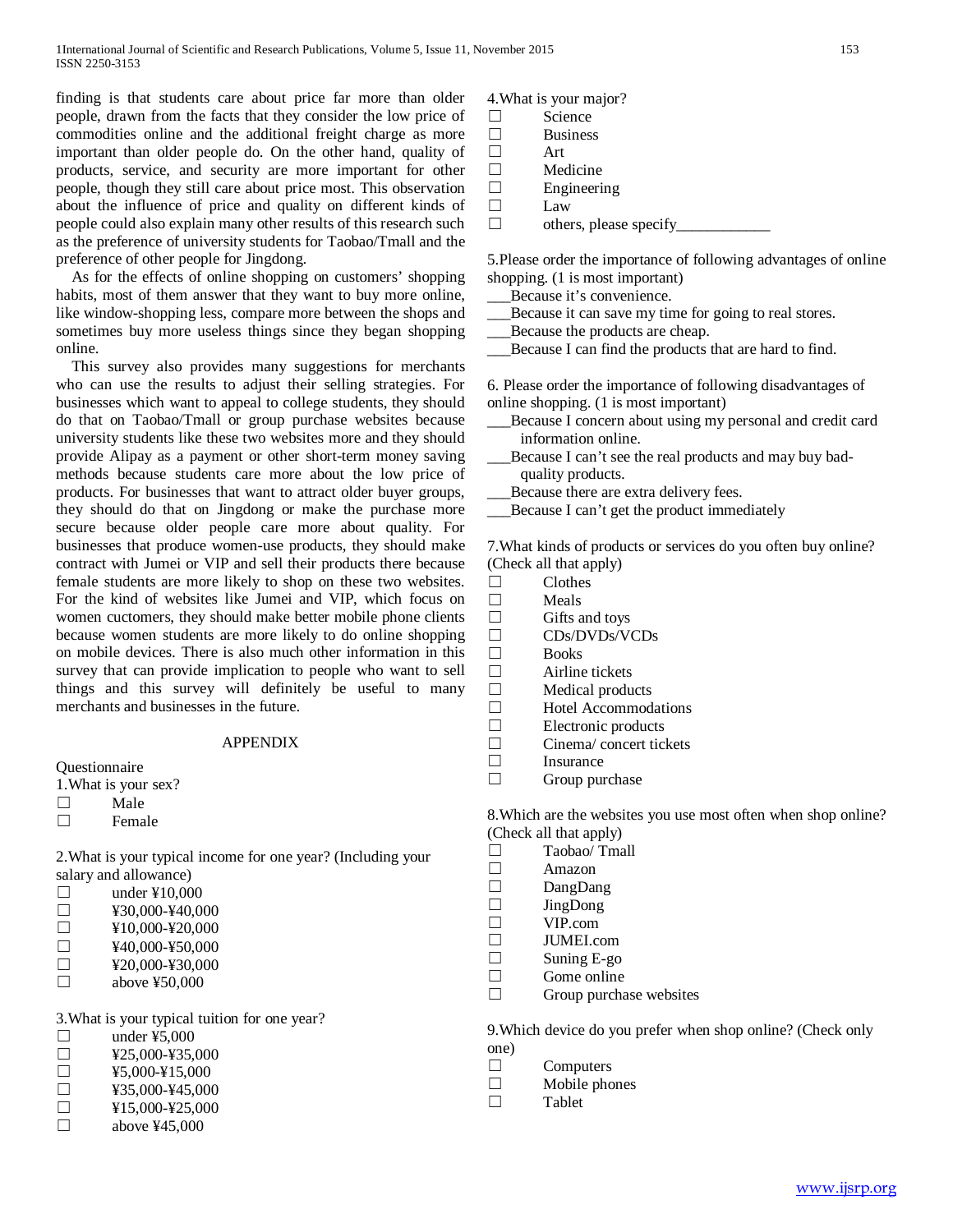finding is that students care about price far more than older people, drawn from the facts that they consider the low price of commodities online and the additional freight charge as more important than older people do. On the other hand, quality of products, service, and security are more important for other people, though they still care about price most. This observation about the influence of price and quality on different kinds of people could also explain many other results of this research such as the preference of university students for Taobao/Tmall and the preference of other people for Jingdong.

As for the effects of online shopping on customers' shopping habits, most of them answer that they want to buy more online, like window-shopping less, compare more between the shops and sometimes buy more useless things since they began shopping online.

This survey also provides many suggestions for merchants who can use the results to adjust their selling strategies. For businesses which want to appeal to college students, they should do that on Taobao/Tmall or group purchase websites because university students like these two websites more and they should provide Alipay as a payment or other short-term money saving methods because students care more about the low price of products. For businesses that want to attract older buyer groups, they should do that on Jingdong or make the purchase more secure because older people care more about quality. For businesses that produce women-use products, they should make contract with Jumei or VIP and sell their products there because female students are more likely to shop on these two websites. For the kind of websites like Jumei and VIP, which focus on women cuctomers, they should make better mobile phone clients because women students are more likely to do online shopping on mobile devices. There is also much other information in this survey that can provide implication to people who want to sell things and this survey will definitely be useful to many merchants and businesses in the future.

## APPENDIX

Questionnaire

1.What is your sex?

☐ Male
☐ Female

2.What is your typical income for one year? (Including your salary and allowance)

☐ under ¥10,000
☐ ¥30,000-¥40,000
☐ ¥10,000-¥20,000
☐ ¥40,000-¥50,000
☐ ¥20,000-¥30,000
☐ above ¥50,000

3.What is your typical tuition for one year?

☐ under ¥5,000
☐ ¥25,000-¥35,000
☐ ¥5,000-¥15,000
☐ ¥35,000-¥45,000
☐ ¥15,000-¥25,000
☐ above ¥45,000

4.What is your major?

☐ Science
☐ Business
☐ Art
☐ Medicine
☐ Engineering
☐ Law
☐ others, please specify____________

5.Please order the importance of following advantages of online shopping. (1 is most important)

___Because it's convenience.
___Because it can save my time for going to real stores.
___Because the products are cheap.
___Because I can find the products that are hard to find.

6. Please order the importance of following disadvantages of online shopping. (1 is most important)

___Because I concern about using my personal and credit card information online.
___Because I can't see the real products and may buy bad-quality products.
___Because there are extra delivery fees.
___Because I can't get the product immediately

7.What kinds of products or services do you often buy online? (Check all that apply)

☐ Clothes
☐ Meals
☐ Gifts and toys
☐ CDs/DVDs/VCDs
☐ Books
☐ Airline tickets
☐ Medical products
☐ Hotel Accommodations
☐ Electronic products
☐ Cinema/ concert tickets
☐ Insurance
☐ Group purchase

8.Which are the websites you use most often when shop online? (Check all that apply)

☐ Taobao/ Tmall
☐ Amazon
☐ DangDang
☐ JingDong
☐ VIP.com
☐ JUMEI.com
☐ Suning E-go
☐ Gome online
☐ Group purchase websites

9.Which device do you prefer when shop online? (Check only one)

☐ Computers
☐ Mobile phones
☐ Tablet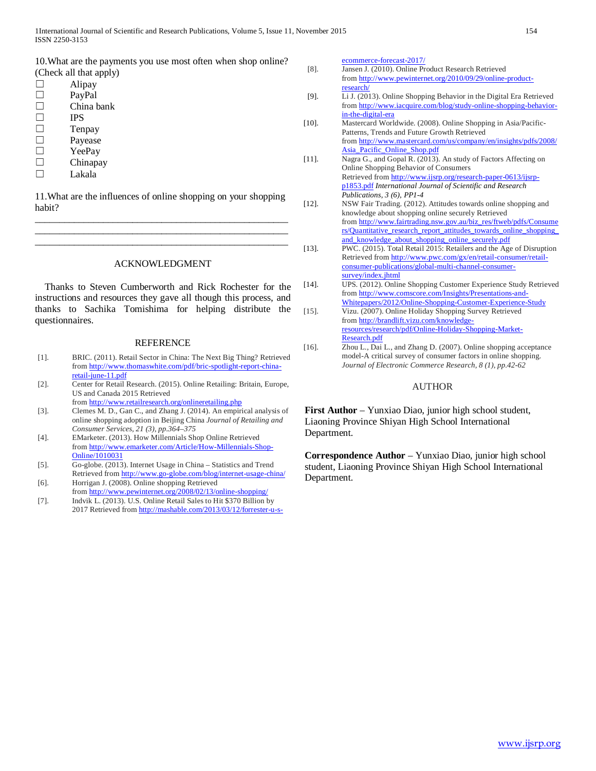10.What are the payments you use most often when shop online? (Check all that apply)

- ☐ Alipay
- ☐ PayPal
- ☐ China bank
- ☐ IPS
- ☐ Tenpay
- ☐ Payease
- ☐ YeePay
- ☐ Chinapay
- ☐ Lakala

11.What are the influences of online shopping on your shopping habit?

\_\_\_\_\_\_\_\_\_\_\_\_\_\_\_\_\_\_\_\_\_\_\_\_\_\_\_\_\_\_\_\_\_\_\_\_\_\_\_\_\_\_\_\_\_\_\_\_\_\_\_\_\_\_\_\_\_\_

\_\_\_\_\_\_\_\_\_\_\_\_\_\_\_\_\_\_\_\_\_\_\_\_\_\_\_\_\_\_\_\_\_\_\_\_\_\_\_\_\_\_\_\_\_\_\_\_\_\_\_\_\_\_\_\_\_\_

\_\_\_\_\_\_\_\_\_\_\_\_\_\_\_\_\_\_\_\_\_\_\_\_\_\_\_\_\_\_\_\_\_\_\_\_\_\_\_\_\_\_\_\_\_\_\_\_\_\_\_\_\_\_\_\_\_\_

## ACKNOWLEDGMENT

Thanks to Steven Cumberworth and Rick Rochester for the instructions and resources they gave all though this process, and thanks to Sachika Tomishima for helping distribute the questionnaires.

## REFERENCE

[1]. BRIC. (2011). Retail Sector in China: The Next Big Thing? Retrieved from http://www.thomaswhite.com/pdf/bric-spotlight-report-china-retail-june-11.pdf

[2]. Center for Retail Research. (2015). Online Retailing: Britain, Europe, US and Canada 2015 Retrieved from http://www.retailresearch.org/onlineretailing.php

[3]. Clemes M. D., Gan C., and Zhang J. (2014). An empirical analysis of online shopping adoption in Beijing China *Journal of Retailing and Consumer Services, 21 (3), pp.364–375*

[4]. EMarketer. (2013). How Millennials Shop Online Retrieved from http://www.emarketer.com/Article/How-Millennials-Shop-Online/1010031

[5]. Go-globe. (2013). Internet Usage in China – Statistics and Trend Retrieved from http://www.go-globe.com/blog/internet-usage-china/

[6]. Horrigan J. (2008). Online shopping Retrieved from http://www.pewinternet.org/2008/02/13/online-shopping/

[7]. Indvik L. (2013). U.S. Online Retail Sales to Hit $370 Billion by 2017 Retrieved from http://mashable.com/2013/03/12/forrester-u-s-ecommerce-forecast-2017/

[8]. Jansen J. (2010). Online Product Research Retrieved from http://www.pewinternet.org/2010/09/29/online-product-research/

[9]. Li J. (2013). Online Shopping Behavior in the Digital Era Retrieved from http://www.iacquire.com/blog/study-online-shopping-behavior-in-the-digital-era

[10]. Mastercard Worldwide. (2008). Online Shopping in Asia/Pacific-Patterns, Trends and Future Growth Retrieved from http://www.mastercard.com/us/company/en/insights/pdfs/2008/Asia_Pacific_Online_Shop.pdf

[11]. Nagra G., and Gopal R. (2013). An study of Factors Affecting on Online Shopping Behavior of Consumers Retrieved from http://www.ijsrp.org/research-paper-0613/ijsrp-p1853.pdf *International Journal of Scientific and Research Publications, 3 (6), PP1-4*

[12]. NSW Fair Trading. (2012). Attitudes towards online shopping and knowledge about shopping online securely Retrieved from http://www.fairtrading.nsw.gov.au/biz_res/ftweb/pdfs/Consumers/Quantitative_research_report_attitudes_towards_online_shopping_and_knowledge_about_shopping_online_securely.pdf

[13]. PWC. (2015). Total Retail 2015: Retailers and the Age of Disruption Retrieved from http://www.pwc.com/gx/en/retail-consumer/retail-consumer-publications/global-multi-channel-consumer-survey/index.jhtml

[14]. UPS. (2012). Online Shopping Customer Experience Study Retrieved from http://www.comscore.com/Insights/Presentations-and-Whitepapers/2012/Online-Shopping-Customer-Experience-Study

[15]. Vizu. (2007). Online Holiday Shopping Survey Retrieved from http://brandlift.vizu.com/knowledge-resources/research/pdf/Online-Holiday-Shopping-Market-Research.pdf

[16]. Zhou L., Dai L., and Zhang D. (2007). Online shopping acceptance model-A critical survey of consumer factors in online shopping. *Journal of Electronic Commerce Research, 8 (1), pp.42-62*

## AUTHOR

**First Author** – Yunxiao Diao, junior high school student, Liaoning Province Shiyan High School International Department.

**Correspondence Author** – Yunxiao Diao, junior high school student, Liaoning Province Shiyan High School International Department.